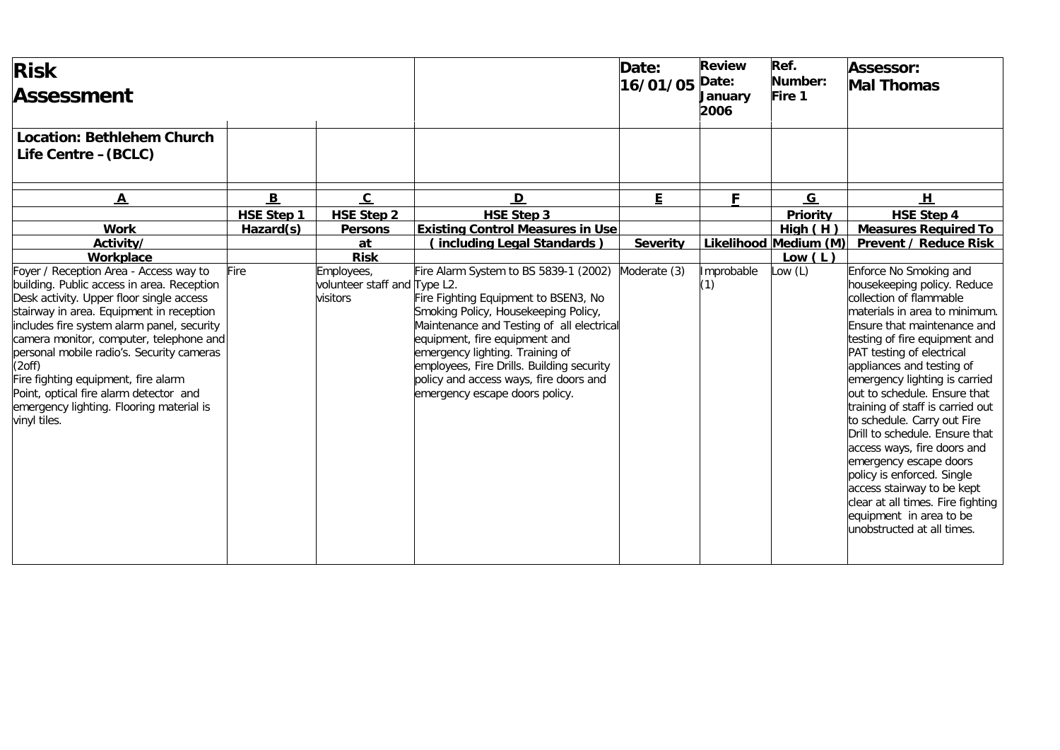| **Risk Assessment** | | | | **Date: 16/01/05** | **Review Date: January 2006** | **Ref. Number: Fire 1** | **Assessor: Mal Thomas** |
|---|---|---|---|---|---|---|---|
| **Location: Bethlehem Church Life Centre – (BCLC)** | | | | | | | |
| **A** | **B** | **C** | **D** | **E** | **F** | **G** | **H** |
| **Work Activity/ Workplace** | **HSE Step 1 Hazard(s)** | **HSE Step 2 Persons at Risk** | **HSE Step 3 Existing Control Measures in Use ( including Legal Standards )** | **Severity** | **Likelihood** | **Priority High ( H ) Medium (M) Low ( L )** | **HSE Step 4 Measures Required To Prevent / Reduce Risk** |
| Foyer / Reception Area - Access way to building. Public access in area. Reception Desk activity. Upper floor single access stairway in area. Equipment in reception includes fire system alarm panel, security camera monitor, computer, telephone and personal mobile radio's. Security cameras (2off) Fire fighting equipment, fire alarm Point, optical fire alarm detector and emergency lighting. Flooring material is vinyl tiles. | Fire | Employees, volunteer staff and visitors | Fire Alarm System to BS 5839-1 (2002) Type L2. Fire Fighting Equipment to BSEN3, No Smoking Policy, Housekeeping Policy, Maintenance and Testing of all electrical equipment, fire equipment and emergency lighting. Training of employees, Fire Drills. Building security policy and access ways, fire doors and emergency escape doors policy. | Moderate (3) | Improbable (1) | Low (L) | Enforce No Smoking and housekeeping policy. Reduce collection of flammable materials in area to minimum. Ensure that maintenance and testing of fire equipment and PAT testing of electrical appliances and testing of emergency lighting is carried out to schedule. Ensure that training of staff is carried out to schedule. Carry out Fire Drill to schedule. Ensure that access ways, fire doors and emergency escape doors policy is enforced. Single access stairway to be kept clear at all times. Fire fighting equipment in area to be unobstructed at all times. |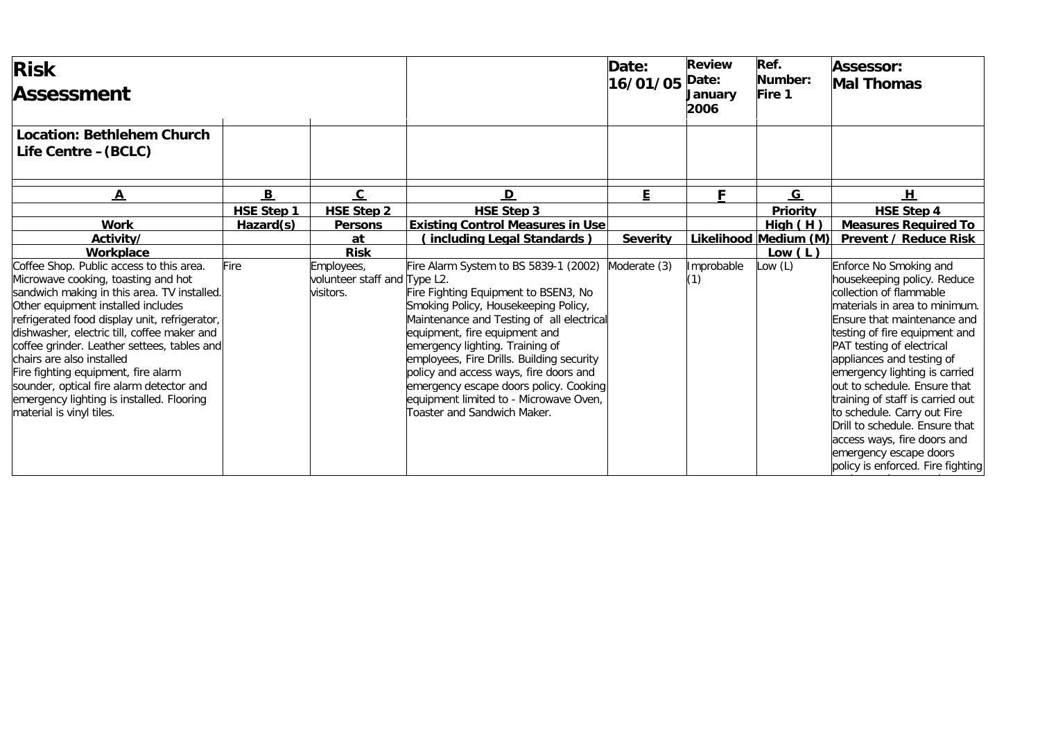| **Risk Assessment** | | | | **Date: 16/01/05** | **Review Date: January 2006** | **Ref. Number: Fire 1** | **Assessor: Mal Thomas** |
|---|---|---|---|---|---|---|---|
| **Location: Bethlehem Church Life Centre – (BCLC)** | | | | | | | |
| **A** | **B** | **C** | **D** | **E** | **F** | **G** | **H** |
| **Work Activity/ Workplace** | **HSE Step 1 Hazard(s)** | **HSE Step 2 Persons at Risk** | **HSE Step 3 Existing Control Measures in Use (including Legal Standards)** | **Severity** | **Likelihood** | **Priority High (H) Medium (M) Low (L)** | **HSE Step 4 Measures Required To Prevent / Reduce Risk** |
| Coffee Shop. Public access to this area. Microwave cooking, toasting and hot sandwich making in this area. TV installed. Other equipment installed includes refrigerated food display unit, refrigerator, dishwasher, electric till, coffee maker and coffee grinder. Leather settees, tables and chairs are also installed Fire fighting equipment, fire alarm sounder, optical fire alarm detector and emergency lighting is installed. Flooring material is vinyl tiles. | Fire | Employees, volunteer staff and visitors. | Fire Alarm System to BS 5839-1 (2002) Type L2. Fire Fighting Equipment to BSEN3, No Smoking Policy, Housekeeping Policy, Maintenance and Testing of all electrical equipment, fire equipment and emergency lighting. Training of employees, Fire Drills. Building security policy and access ways, fire doors and emergency escape doors policy. Cooking equipment limited to - Microwave Oven, Toaster and Sandwich Maker. | Moderate (3) | Improbable (1) | Low (L) | Enforce No Smoking and housekeeping policy. Reduce collection of flammable materials in area to minimum. Ensure that maintenance and testing of fire equipment and PAT testing of electrical appliances and testing of emergency lighting is carried out to schedule. Ensure that training of staff is carried out to schedule. Carry out Fire Drill to schedule. Ensure that access ways, fire doors and emergency escape doors policy is enforced. Fire fighting |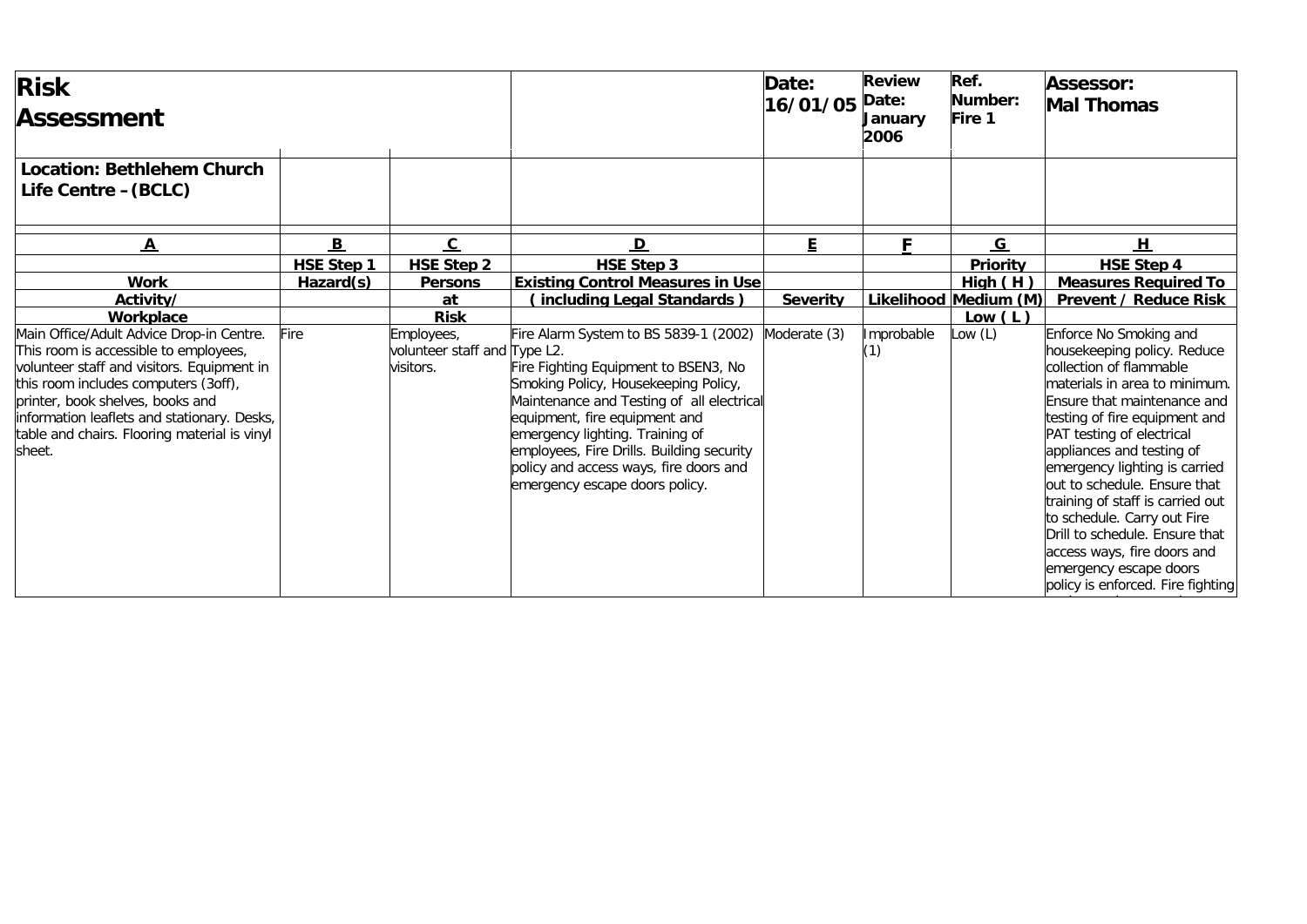| **Risk Assessment** | | | | **Date: 16/01/05** | **Review Date: January 2006** | **Ref. Number: Fire 1** | **Assessor: Mal Thomas** |
|---|---|---|---|---|---|---|---|
| **Location: Bethlehem Church Life Centre – (BCLC)** | | | | | | | |
| **A** | **B** | **C** | **D** | **E** | **F** | **G** | **H** |
| | **HSE Step 1** | **HSE Step 2** | **HSE Step 3** | | | **Priority** | **HSE Step 4** |
| **Work Activity/ Workplace** | **Hazard(s)** | **Persons at Risk** | **Existing Control Measures in Use ( including Legal Standards )** | **Severity** | **Likelihood** | **High ( H ) Medium (M) Low ( L )** | **Measures Required To Prevent / Reduce Risk** |
| Main Office/Adult Advice Drop-in Centre. This room is accessible to employees, volunteer staff and visitors. Equipment in this room includes computers (3off), printer, book shelves, books and information leaflets and stationary. Desks, table and chairs. Flooring material is vinyl sheet. | Fire | Employees, volunteer staff and visitors. | Fire Alarm System to BS 5839-1 (2002) Type L2. Fire Fighting Equipment to BSEN3, No Smoking Policy, Housekeeping Policy, Maintenance and Testing of all electrical equipment, fire equipment and emergency lighting. Training of employees, Fire Drills. Building security policy and access ways, fire doors and emergency escape doors policy. | Moderate (3) | Improbable (1) | Low (L) | Enforce No Smoking and housekeeping policy. Reduce collection of flammable materials in area to minimum. Ensure that maintenance and testing of fire equipment and PAT testing of electrical appliances and testing of emergency lighting is carried out to schedule. Ensure that training of staff is carried out to schedule. Carry out Fire Drill to schedule. Ensure that access ways, fire doors and emergency escape doors policy is enforced. Fire fighting |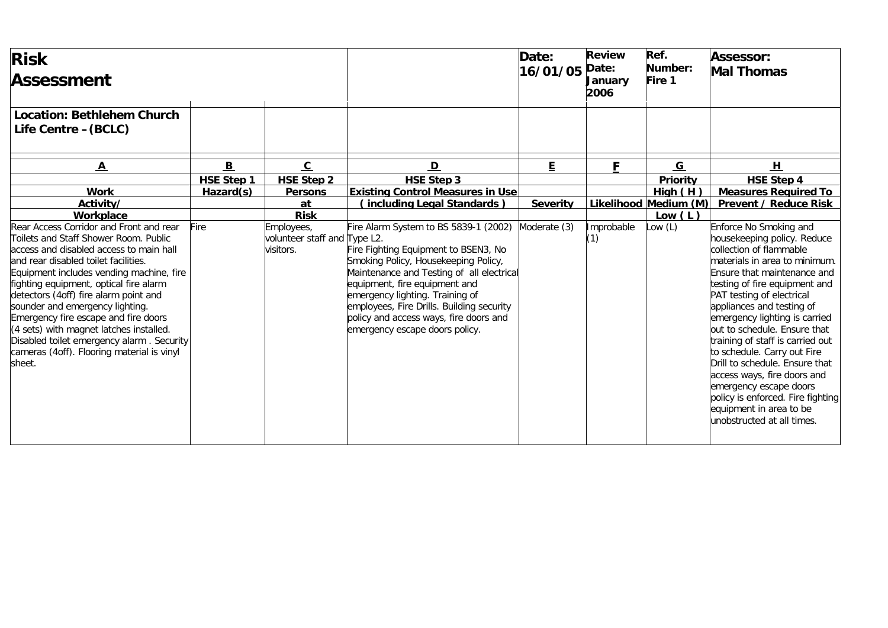| **Risk Assessment** | | | | **Date: 16/01/05** | **Review Date: January 2006** | **Ref. Number: Fire 1** | **Assessor: Mal Thomas** |
|---|---|---|---|---|---|---|---|
| **Location: Bethlehem Church Life Centre – (BCLC)** | | | | | | | |
| **A** | **B** | **C** | **D** | **E** | **F** | **G** | **H** |
| **Work Activity/ Workplace** | **HSE Step 1 Hazard(s)** | **HSE Step 2 Persons at Risk** | **HSE Step 3 Existing Control Measures in Use ( including Legal Standards )** | **Severity** | **Likelihood** | **Priority High ( H ) Medium (M) Low ( L )** | **HSE Step 4 Measures Required To Prevent / Reduce Risk** |
| Rear Access Corridor and Front and rear Toilets and Staff Shower Room. Public access and disabled access to main hall and rear disabled toilet facilities. Equipment includes vending machine, fire fighting equipment, optical fire alarm detectors (4off) fire alarm point and sounder and emergency lighting. Emergency fire escape and fire doors (4 sets) with magnet latches installed. Disabled toilet emergency alarm . Security cameras (4off). Flooring material is vinyl sheet. | Fire | Employees, volunteer staff and visitors. | Fire Alarm System to BS 5839-1 (2002) Type L2. Fire Fighting Equipment to BSEN3, No Smoking Policy, Housekeeping Policy, Maintenance and Testing of all electrical equipment, fire equipment and emergency lighting. Training of employees, Fire Drills. Building security policy and access ways, fire doors and emergency escape doors policy. | Moderate (3) | Improbable (1) | Low (L) | Enforce No Smoking and housekeeping policy. Reduce collection of flammable materials in area to minimum. Ensure that maintenance and testing of fire equipment and PAT testing of electrical appliances and testing of emergency lighting is carried out to schedule. Ensure that training of staff is carried out to schedule. Carry out Fire Drill to schedule. Ensure that access ways, fire doors and emergency escape doors policy is enforced. Fire fighting equipment in area to be unobstructed at all times. |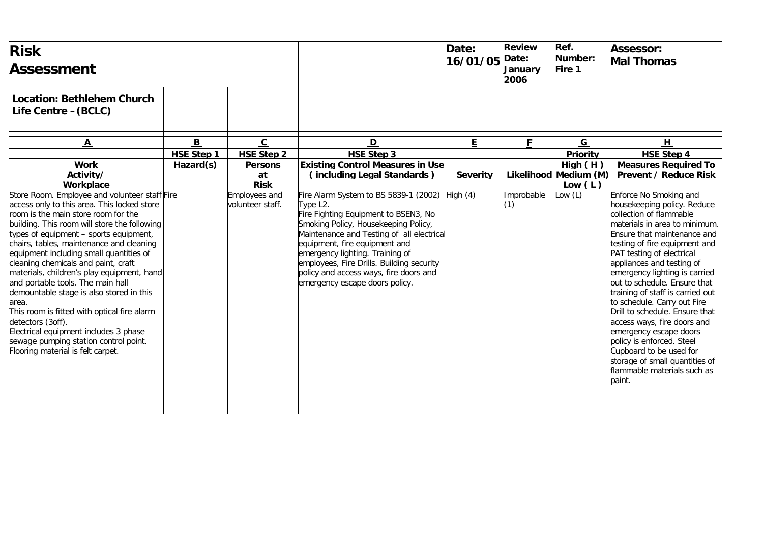| **Risk Assessment** | | | | **Date: 16/01/05** | **Review Date: January 2006** | **Ref. Number: Fire 1** | **Assessor: Mal Thomas** |
|---|---|---|---|---|---|---|---|
| **Location: Bethlehem Church Life Centre – (BCLC)** | | | | | | | |
| **A** | **B** | **C** | **D** | **E** | **F** | **G** | **H** |
| **Work Activity/ Workplace** | **HSE Step 1** **Hazard(s)** | **HSE Step 2** **Persons at Risk** | **HSE Step 3** **Existing Control Measures in Use (including Legal Standards)** | **Severity** | **Likelihood** | **Priority High (H) Medium (M) Low (L)** | **HSE Step 4** **Measures Required To Prevent / Reduce Risk** |
| Store Room. Employee and volunteer staff access only to this area. This locked store room is the main store room for the building. This room will store the following types of equipment – sports equipment, chairs, tables, maintenance and cleaning equipment including small quantities of cleaning chemicals and paint, craft materials, children's play equipment, hand and portable tools. The main hall demountable stage is also stored in this area. This room is fitted with optical fire alarm detectors (3off). Electrical equipment includes 3 phase sewage pumping station control point. Flooring material is felt carpet. | Fire | Employees and volunteer staff. | Fire Alarm System to BS 5839-1 (2002) Type L2. Fire Fighting Equipment to BSEN3, No Smoking Policy, Housekeeping Policy, Maintenance and Testing of all electrical equipment, fire equipment and emergency lighting. Training of employees, Fire Drills. Building security policy and access ways, fire doors and emergency escape doors policy. | High (4) | Improbable (1) | Low (L) | Enforce No Smoking and housekeeping policy. Reduce collection of flammable materials in area to minimum. Ensure that maintenance and testing of fire equipment and PAT testing of electrical appliances and testing of emergency lighting is carried out to schedule. Ensure that training of staff is carried out to schedule. Carry out Fire Drill to schedule. Ensure that access ways, fire doors and emergency escape doors policy is enforced. Steel Cupboard to be used for storage of small quantities of flammable materials such as paint. |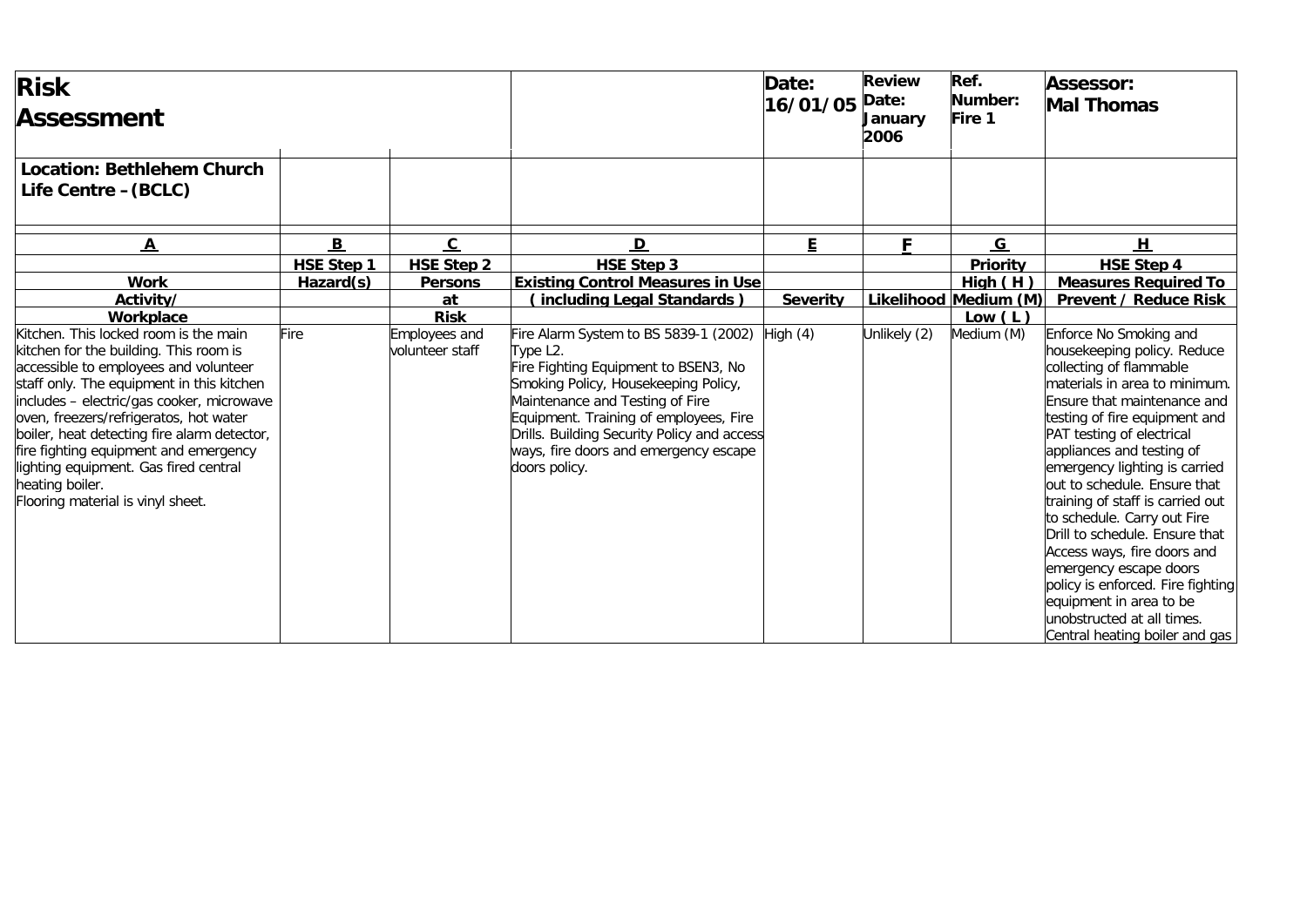| **Risk Assessment** | | | | **Date: 16/01/05** | **Review Date: January 2006** | **Ref. Number: Fire 1** | **Assessor: Mal Thomas** |
|---|---|---|---|---|---|---|---|
| **Location: Bethlehem Church Life Centre – (BCLC)** | | | | | | | |
| **A** | **B** | **C** | **D** | **E** | **F** | **G** | **H** |
| **Work Activity/ Workplace** | **HSE Step 1 Hazard(s)** | **HSE Step 2 Persons at Risk** | **HSE Step 3 Existing Control Measures in Use ( including Legal Standards )** | **Severity** | **Likelihood** | **Priority High ( H ) Medium (M) Low ( L )** | **HSE Step 4 Measures Required To Prevent / Reduce Risk** |
| Kitchen. This locked room is the main kitchen for the building. This room is accessible to employees and volunteer staff only. The equipment in this kitchen includes – electric/gas cooker, microwave oven, freezers/refrigeratos, hot water boiler, heat detecting fire alarm detector, fire fighting equipment and emergency lighting equipment. Gas fired central heating boiler. Flooring material is vinyl sheet. | Fire | Employees and volunteer staff | Fire Alarm System to BS 5839-1 (2002) Type L2. Fire Fighting Equipment to BSEN3, No Smoking Policy, Housekeeping Policy, Maintenance and Testing of Fire Equipment. Training of employees, Fire Drills. Building Security Policy and access ways, fire doors and emergency escape doors policy. | High (4) | Unlikely (2) | Medium (M) | Enforce No Smoking and housekeeping policy. Reduce collecting of flammable materials in area to minimum. Ensure that maintenance and testing of fire equipment and PAT testing of electrical appliances and testing of emergency lighting is carried out to schedule. Ensure that training of staff is carried out to schedule. Carry out Fire Drill to schedule. Ensure that Access ways, fire doors and emergency escape doors policy is enforced. Fire fighting equipment in area to be unobstructed at all times. Central heating boiler and gas |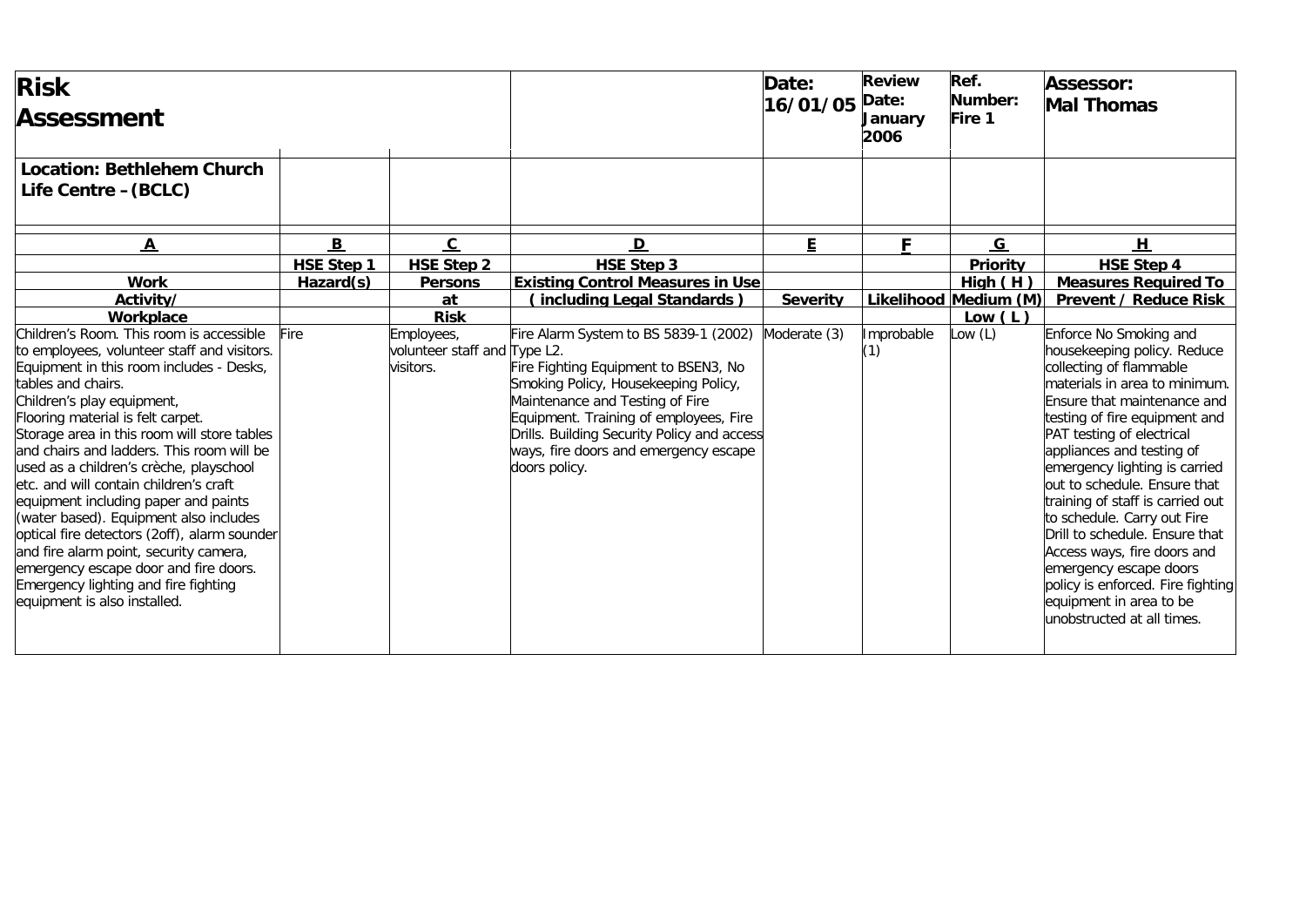| **Risk Assessment** | | | | **Date: 16/01/05** | **Review Date: January 2006** | **Ref. Number: Fire 1** | **Assessor: Mal Thomas** |
|---|---|---|---|---|---|---|---|
| **Location: Bethlehem Church Life Centre – (BCLC)** | | | | | | | |
| **A** | **B** | **C** | **D** | **E** | **F** | **G** | **H** |
| | **HSE Step 1** | **HSE Step 2** | **HSE Step 3** | | | **Priority** | **HSE Step 4** |
| **Work Activity/ Workplace** | **Hazard(s)** | **Persons at Risk** | **Existing Control Measures in Use ( including Legal Standards )** | **Severity** | **Likelihood** | **High ( H ) Medium (M) Low ( L )** | **Measures Required To Prevent / Reduce Risk** |
| Children's Room. This room is accessible to employees, volunteer staff and visitors. Equipment in this room includes - Desks, tables and chairs. Children's play equipment, Flooring material is felt carpet. Storage area in this room will store tables and chairs and ladders. This room will be used as a children's crèche, playschool etc. and will contain children's craft equipment including paper and paints (water based). Equipment also includes optical fire detectors (2off), alarm sounder and fire alarm point, security camera, emergency escape door and fire doors. Emergency lighting and fire fighting equipment is also installed. | Fire | Employees, volunteer staff and visitors. | Fire Alarm System to BS 5839-1 (2002) Type L2. Fire Fighting Equipment to BSEN3, No Smoking Policy, Housekeeping Policy, Maintenance and Testing of Fire Equipment. Training of employees, Fire Drills. Building Security Policy and access ways, fire doors and emergency escape doors policy. | Moderate (3) | Improbable (1) | Low (L) | Enforce No Smoking and housekeeping policy. Reduce collecting of flammable materials in area to minimum. Ensure that maintenance and testing of fire equipment and PAT testing of electrical appliances and testing of emergency lighting is carried out to schedule. Ensure that training of staff is carried out to schedule. Carry out Fire Drill to schedule. Ensure that Access ways, fire doors and emergency escape doors policy is enforced. Fire fighting equipment in area to be unobstructed at all times. |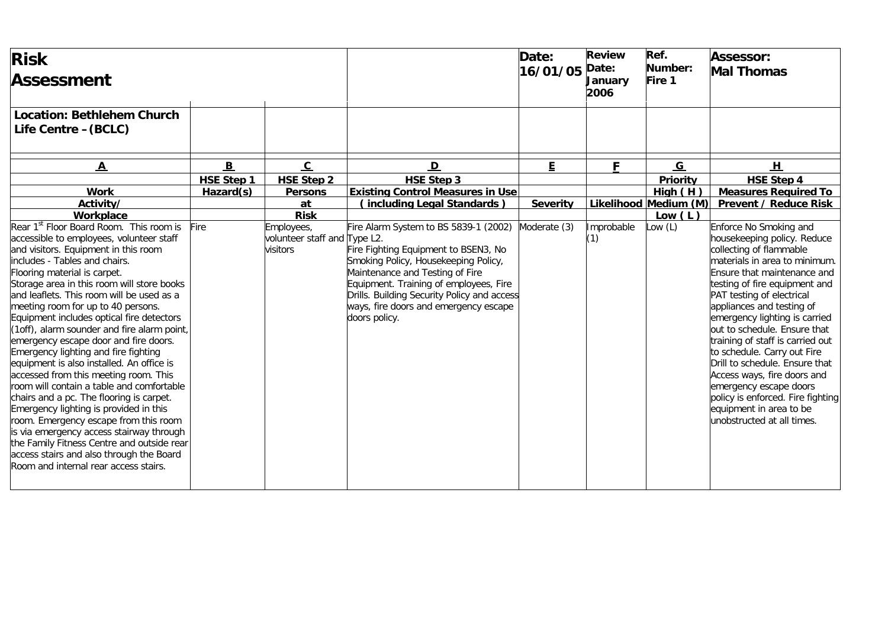| **Risk Assessment** | | | | **Date: 16/01/05** | **Review Date: January 2006** | **Ref. Number: Fire 1** | **Assessor: Mal Thomas** |
|---|---|---|---|---|---|---|---|
| **Location: Bethlehem Church Life Centre – (BCLC)** | | | | | | | |
| **A** | **B** | **C** | **D** | **E** | **F** | **G** | **H** |
| **Work Activity/ Workplace** | **HSE Step 1 Hazard(s)** | **HSE Step 2 Persons at Risk** | **HSE Step 3 Existing Control Measures in Use (including Legal Standards)** | **Severity** | **Likelihood** | **Priority High (H) Medium (M) Low (L)** | **HSE Step 4 Measures Required To Prevent / Reduce Risk** |
| Rear 1st Floor Board Room. This room is accessible to employees, volunteer staff and visitors. Equipment in this room includes - Tables and chairs. Flooring material is carpet. Storage area in this room will store books and leaflets. This room will be used as a meeting room for up to 40 persons. Equipment includes optical fire detectors (1off), alarm sounder and fire alarm point, emergency escape door and fire doors. Emergency lighting and fire fighting equipment is also installed. An office is accessed from this meeting room. This room will contain a table and comfortable chairs and a pc. The flooring is carpet. Emergency lighting is provided in this room. Emergency escape from this room is via emergency access stairway through the Family Fitness Centre and outside rear access stairs and also through the Board Room and internal rear access stairs. | Fire | Employees, volunteer staff and visitors | Fire Alarm System to BS 5839-1 (2002) Type L2. Fire Fighting Equipment to BSEN3, No Smoking Policy, Housekeeping Policy, Maintenance and Testing of Fire Equipment. Training of employees, Fire Drills. Building Security Policy and access ways, fire doors and emergency escape doors policy. | Moderate (3) | Improbable (1) | Low (L) | Enforce No Smoking and housekeeping policy. Reduce collecting of flammable materials in area to minimum. Ensure that maintenance and testing of fire equipment and PAT testing of electrical appliances and testing of emergency lighting is carried out to schedule. Ensure that training of staff is carried out to schedule. Carry out Fire Drill to schedule. Ensure that Access ways, fire doors and emergency escape doors policy is enforced. Fire fighting equipment in area to be unobstructed at all times. |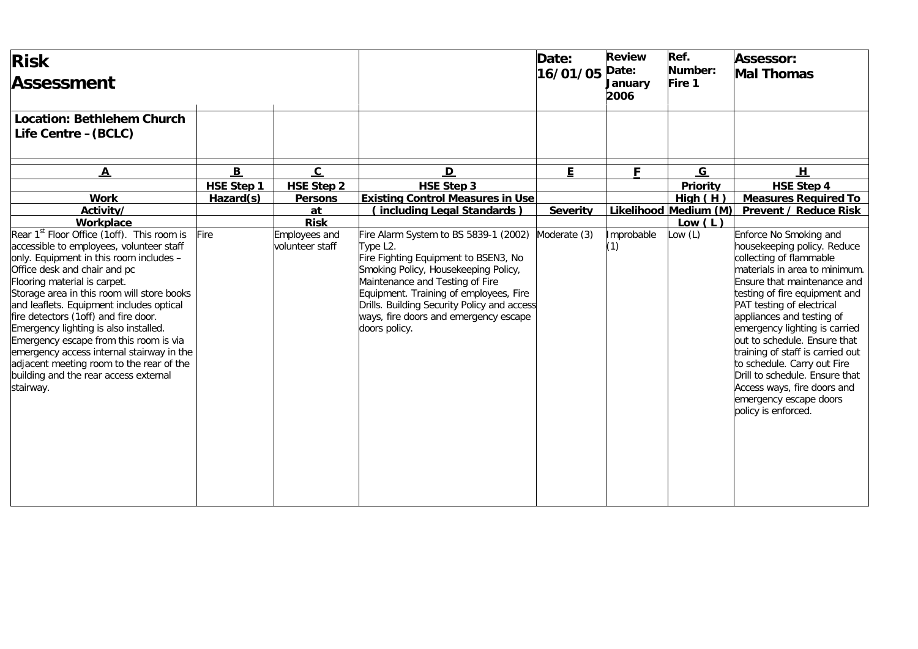| **Risk Assessment** | | | | **Date: 16/01/05** | **Review Date: January 2006** | **Ref. Number: Fire 1** | **Assessor: Mal Thomas** |
|---|---|---|---|---|---|---|---|
| **Location: Bethlehem Church Life Centre – (BCLC)** | | | | | | | |
| **A** | **B** | **C** | **D** | **E** | **F** | **G** | **H** |
| **Work Activity/ Workplace** | **HSE Step 1 Hazard(s)** | **HSE Step 2 Persons at Risk** | **HSE Step 3 Existing Control Measures in Use ( including Legal Standards )** | **Severity** | **Likelihood** | **Priority High ( H ) Medium (M) Low ( L )** | **HSE Step 4 Measures Required To Prevent / Reduce Risk** |
| Rear 1st Floor Office (1off). This room is accessible to employees, volunteer staff only. Equipment in this room includes – Office desk and chair and pc Flooring material is carpet. Storage area in this room will store books and leaflets. Equipment includes optical fire detectors (1off) and fire door. Emergency lighting is also installed. Emergency escape from this room is via emergency access internal stairway in the adjacent meeting room to the rear of the building and the rear access external stairway. | Fire | Employees and volunteer staff | Fire Alarm System to BS 5839-1 (2002) Type L2. Fire Fighting Equipment to BSEN3, No Smoking Policy, Housekeeping Policy, Maintenance and Testing of Fire Equipment. Training of employees, Fire Drills. Building Security Policy and access ways, fire doors and emergency escape doors policy. | Moderate (3) | Improbable (1) | Low (L) | Enforce No Smoking and housekeeping policy. Reduce collecting of flammable materials in area to minimum. Ensure that maintenance and testing of fire equipment and PAT testing of electrical appliances and testing of emergency lighting is carried out to schedule. Ensure that training of staff is carried out to schedule. Carry out Fire Drill to schedule. Ensure that Access ways, fire doors and emergency escape doors policy is enforced. |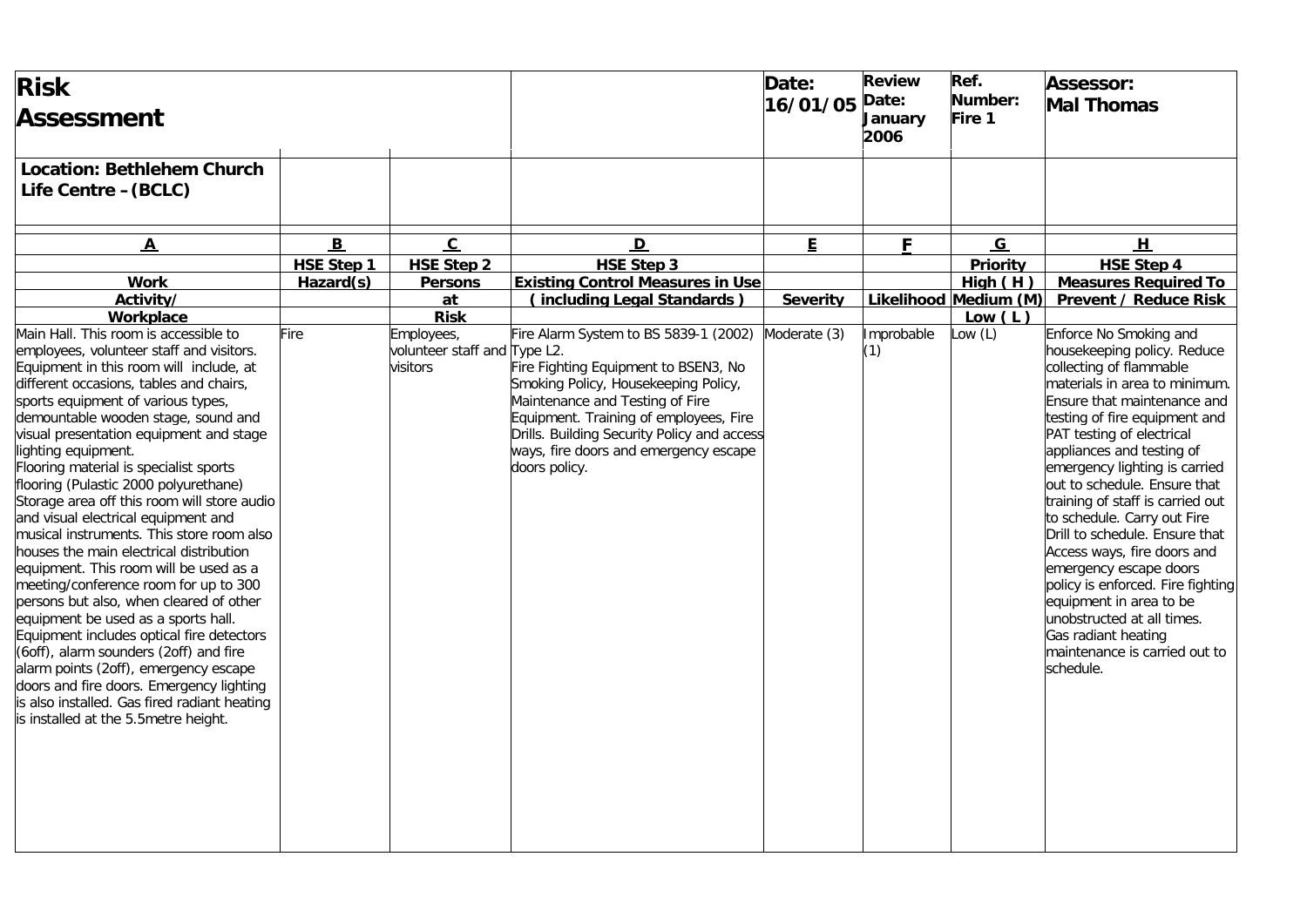| Risk Assessment | | | | Date: 16/01/05 | Review Date: January 2006 | Ref. Number: Fire 1 | Assessor: Mal Thomas |
|---|---|---|---|---|---|---|---|
| Location: Bethlehem Church Life Centre – (BCLC) | | | | | | | |
| A | B | C | D | E | F | G | H |
| | HSE Step 1 | HSE Step 2 | HSE Step 3 | | | Priority | HSE Step 4 |
| Work Activity/ Workplace | Hazard(s) | Persons at Risk | Existing Control Measures in Use ( including Legal Standards ) | Severity | Likelihood | High ( H ) Medium (M) Low ( L ) | Measures Required To Prevent / Reduce Risk |
| Main Hall. This room is accessible to employees, volunteer staff and visitors. Equipment in this room will include, at different occasions, tables and chairs, sports equipment of various types, demountable wooden stage, sound and visual presentation equipment and stage lighting equipment. Flooring material is specialist sports flooring (Pulastic 2000 polyurethane) Storage area off this room will store audio and visual electrical equipment and musical instruments. This store room also houses the main electrical distribution equipment. This room will be used as a meeting/conference room for up to 300 persons but also, when cleared of other equipment be used as a sports hall. Equipment includes optical fire detectors (6off), alarm sounders (2off) and fire alarm points (2off), emergency escape doors and fire doors. Emergency lighting is also installed. Gas fired radiant heating is installed at the 5.5metre height. | Fire | Employees, volunteer staff and visitors | Fire Alarm System to BS 5839-1 (2002) Type L2. Fire Fighting Equipment to BSEN3, No Smoking Policy, Housekeeping Policy, Maintenance and Testing of Fire Equipment. Training of employees, Fire Drills. Building Security Policy and access ways, fire doors and emergency escape doors policy. | Moderate (3) | Improbable (1) | Low (L) | Enforce No Smoking and housekeeping policy. Reduce collecting of flammable materials in area to minimum. Ensure that maintenance and testing of fire equipment and PAT testing of electrical appliances and testing of emergency lighting is carried out to schedule. Ensure that training of staff is carried out to schedule. Carry out Fire Drill to schedule. Ensure that Access ways, fire doors and emergency escape doors policy is enforced. Fire fighting equipment in area to be unobstructed at all times. Gas radiant heating maintenance is carried out to schedule. |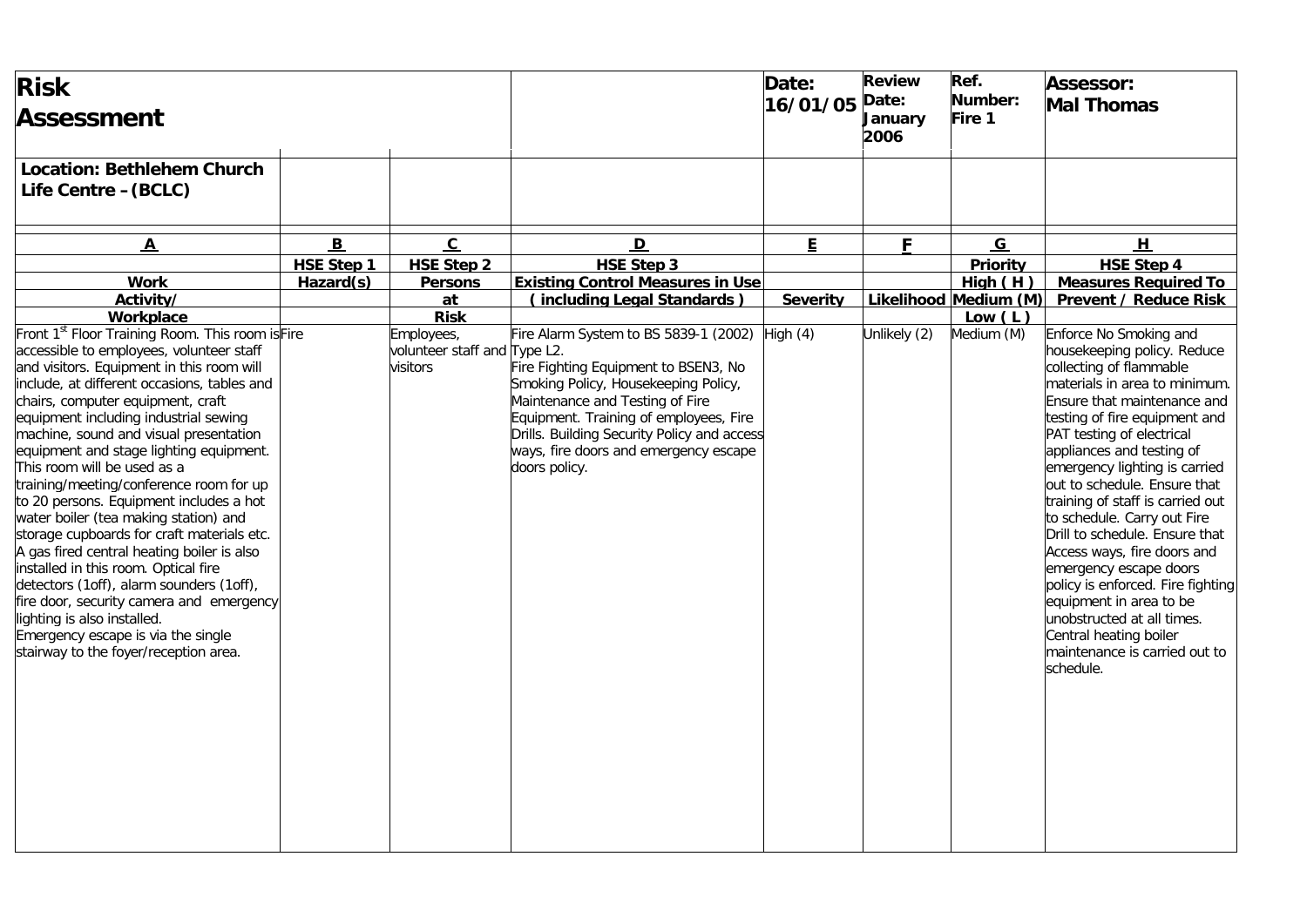| **Risk Assessment** | | | | **Date: 16/01/05** | **Review Date: January 2006** | **Ref. Number: Fire 1** | **Assessor: Mal Thomas** |
|---|---|---|---|---|---|---|---|
| **Location: Bethlehem Church Life Centre – (BCLC)** | | | | | | | |
| **A** | **B** | **C** | **D** | **E** | **F** | **G** | **H** |
| | **HSE Step 1** | **HSE Step 2** | **HSE Step 3** | | | **Priority** | **HSE Step 4** |
| **Work** | **Hazard(s)** | **Persons** | **Existing Control Measures in Use** | | | **High ( H )** | **Measures Required To** |
| **Activity/** | | **at** | **( including Legal Standards )** | **Severity** | **Likelihood** | **Medium (M)** | **Prevent / Reduce Risk** |
| **Workplace** | | **Risk** | | | | **Low ( L )** | |
| Front 1st Floor Training Room. This room is accessible to employees, volunteer staff and visitors. Equipment in this room will include, at different occasions, tables and chairs, computer equipment, craft equipment including industrial sewing machine, sound and visual presentation equipment and stage lighting equipment. This room will be used as a training/meeting/conference room for up to 20 persons. Equipment includes a hot water boiler (tea making station) and storage cupboards for craft materials etc. A gas fired central heating boiler is also installed in this room. Optical fire detectors (1off), alarm sounders (1off), fire door, security camera and emergency lighting is also installed. Emergency escape is via the single stairway to the foyer/reception area. | Fire | Employees, volunteer staff and visitors | Fire Alarm System to BS 5839-1 (2002) Type L2. Fire Fighting Equipment to BSEN3, No Smoking Policy, Housekeeping Policy, Maintenance and Testing of Fire Equipment. Training of employees, Fire Drills. Building Security Policy and access ways, fire doors and emergency escape doors policy. | High (4) | Unlikely (2) | Medium (M) | Enforce No Smoking and housekeeping policy. Reduce collecting of flammable materials in area to minimum. Ensure that maintenance and testing of fire equipment and PAT testing of electrical appliances and testing of emergency lighting is carried out to schedule. Ensure that training of staff is carried out to schedule. Carry out Fire Drill to schedule. Ensure that Access ways, fire doors and emergency escape doors policy is enforced. Fire fighting equipment in area to be unobstructed at all times. Central heating boiler maintenance is carried out to schedule. |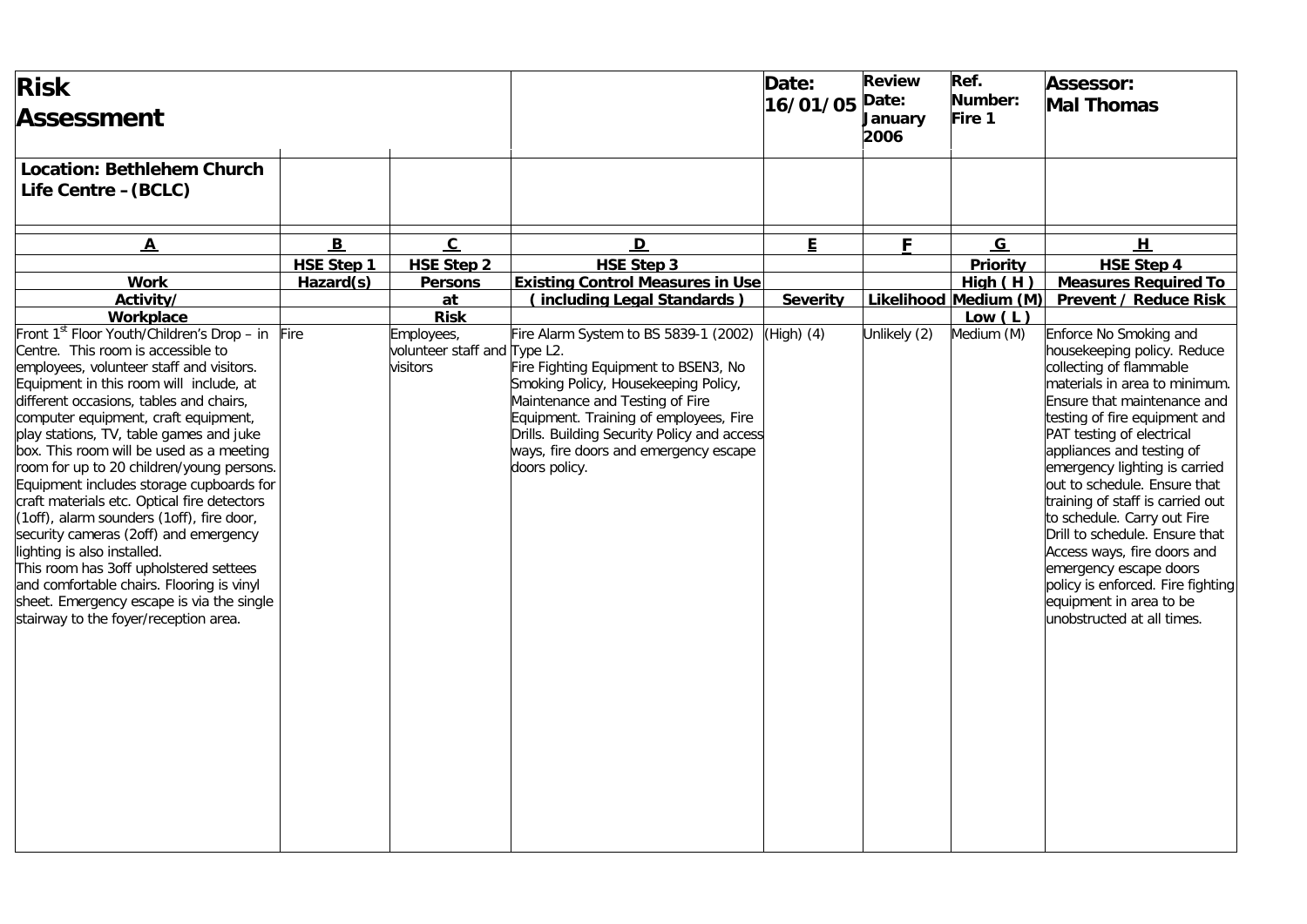| **Risk Assessment** | | | | **Date: 16/01/05** | **Review Date: January 2006** | **Ref. Number: Fire 1** | **Assessor: Mal Thomas** |
|---|---|---|---|---|---|---|---|
| **Location: Bethlehem Church Life Centre – (BCLC)** | | | | | | | |
| **A** | **B** | **C** | **D** | **E** | **F** | **G** | **H** |
| | **HSE Step 1** | **HSE Step 2** | **HSE Step 3** | | | **Priority** | **HSE Step 4** |
| **Work Activity/ Workplace** | **Hazard(s)** | **Persons at Risk** | **Existing Control Measures in Use ( including Legal Standards )** | **Severity** | **Likelihood** | **High ( H ) Medium (M) Low ( L )** | **Measures Required To Prevent / Reduce Risk** |
| Front 1st Floor Youth/Children's Drop – in Centre. This room is accessible to employees, volunteer staff and visitors. Equipment in this room will include, at different occasions, tables and chairs, computer equipment, craft equipment, play stations, TV, table games and juke box. This room will be used as a meeting room for up to 20 children/young persons. Equipment includes storage cupboards for craft materials etc. Optical fire detectors (1off), alarm sounders (1off), fire door, security cameras (2off) and emergency lighting is also installed. This room has 3off upholstered settees and comfortable chairs. Flooring is vinyl sheet. Emergency escape is via the single stairway to the foyer/reception area. | Fire | Employees, volunteer staff and visitors | Fire Alarm System to BS 5839-1 (2002) Type L2. Fire Fighting Equipment to BSEN3, No Smoking Policy, Housekeeping Policy, Maintenance and Testing of Fire Equipment. Training of employees, Fire Drills. Building Security Policy and access ways, fire doors and emergency escape doors policy. | (High) (4) | Unlikely (2) | Medium (M) | Enforce No Smoking and housekeeping policy. Reduce collecting of flammable materials in area to minimum. Ensure that maintenance and testing of fire equipment and PAT testing of electrical appliances and testing of emergency lighting is carried out to schedule. Ensure that training of staff is carried out to schedule. Carry out Fire Drill to schedule. Ensure that Access ways, fire doors and emergency escape doors policy is enforced. Fire fighting equipment in area to be unobstructed at all times. |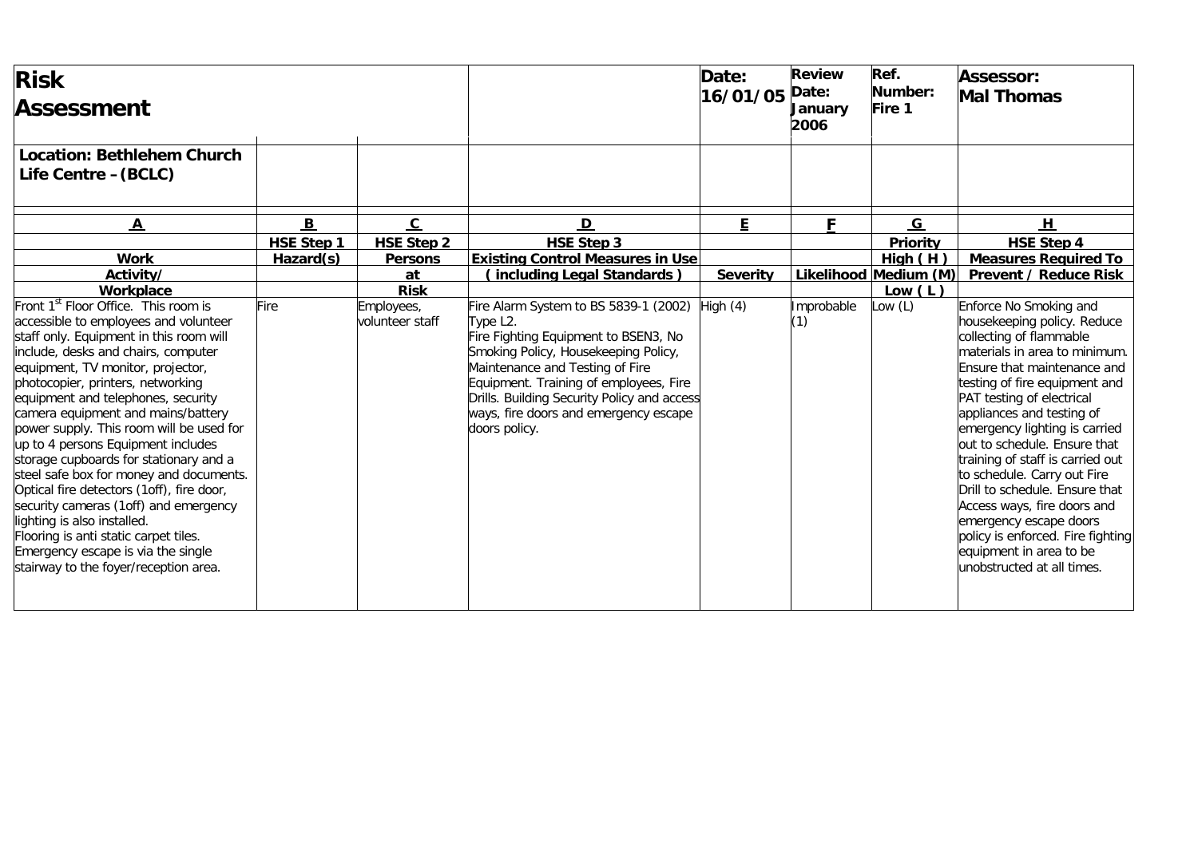| **Risk Assessment** | | | | **Date: 16/01/05** | **Review Date: January 2006** | **Ref. Number: Fire 1** | **Assessor: Mal Thomas** |
|---|---|---|---|---|---|---|---|
| **Location: Bethlehem Church Life Centre – (BCLC)** | | | | | | | |
| **A** | **B** | **C** | **D** | **E** | **F** | **G** | **H** |
| **Work Activity/ Workplace** | **HSE Step 1 Hazard(s)** | **HSE Step 2 Persons at Risk** | **HSE Step 3 Existing Control Measures in Use ( including Legal Standards )** | **Severity** | **Likelihood** | **Priority High ( H ) Medium (M) Low ( L )** | **HSE Step 4 Measures Required To Prevent / Reduce Risk** |
| Front 1st Floor Office. This room is accessible to employees and volunteer staff only. Equipment in this room will include, desks and chairs, computer equipment, TV monitor, projector, photocopier, printers, networking equipment and telephones, security camera equipment and mains/battery power supply. This room will be used for up to 4 persons Equipment includes storage cupboards for stationary and a steel safe box for money and documents. Optical fire detectors (1off), fire door, security cameras (1off) and emergency lighting is also installed. Flooring is anti static carpet tiles. Emergency escape is via the single stairway to the foyer/reception area. | Fire | Employees, volunteer staff | Fire Alarm System to BS 5839-1 (2002) Type L2. Fire Fighting Equipment to BSEN3, No Smoking Policy, Housekeeping Policy, Maintenance and Testing of Fire Equipment. Training of employees, Fire Drills. Building Security Policy and access ways, fire doors and emergency escape doors policy. | High (4) | Improbable (1) | Low (L) | Enforce No Smoking and housekeeping policy. Reduce collecting of flammable materials in area to minimum. Ensure that maintenance and testing of fire equipment and PAT testing of electrical appliances and testing of emergency lighting is carried out to schedule. Ensure that training of staff is carried out to schedule. Carry out Fire Drill to schedule. Ensure that Access ways, fire doors and emergency escape doors policy is enforced. Fire fighting equipment in area to be unobstructed at all times. |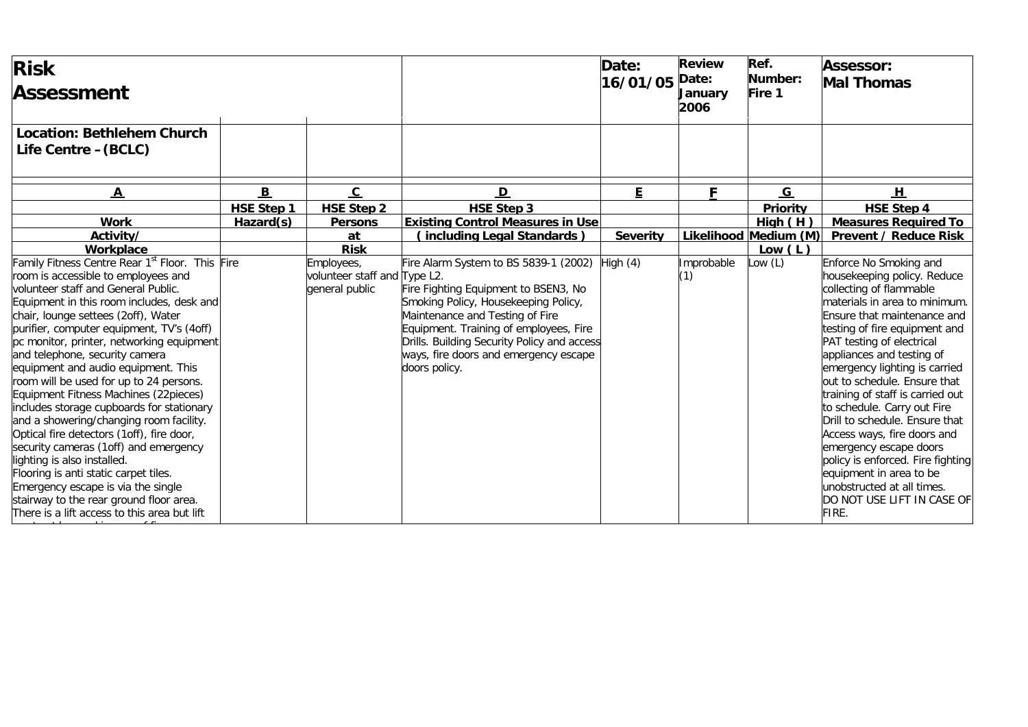| **Risk Assessment** | | | | **Date: 16/01/05** | **Review Date: January 2006** | **Ref. Number: Fire 1** | **Assessor: Mal Thomas** |
|---|---|---|---|---|---|---|---|
| **Location: Bethlehem Church Life Centre – (BCLC)** | | | | | | | |
| **A** | **B** | **C** | **D** | **E** | **F** | **G** | **H** |
| | **HSE Step 1** | **HSE Step 2** | **HSE Step 3** | | | **Priority** | **HSE Step 4** |
| **Work Activity/ Workplace** | **Hazard(s)** | **Persons at Risk** | **Existing Control Measures in Use ( including Legal Standards )** | **Severity** | **Likelihood** | **High ( H ) Medium (M) Low ( L )** | **Measures Required To Prevent / Reduce Risk** |
| Family Fitness Centre Rear 1st Floor. This room is accessible to employees and volunteer staff and General Public. Equipment in this room includes, desk and chair, lounge settees (2off), Water purifier, computer equipment, TV's (4off) pc monitor, printer, networking equipment and telephone, security camera equipment and audio equipment. This room will be used for up to 24 persons. Equipment Fitness Machines (22pieces) includes storage cupboards for stationary and a showering/changing room facility. Optical fire detectors (1off), fire door, security cameras (1off) and emergency lighting is also installed. Flooring is anti static carpet tiles. Emergency escape is via the single stairway to the rear ground floor area. There is a lift access to this area but lift | Fire | Employees, volunteer staff and general public | Fire Alarm System to BS 5839-1 (2002) Type L2. Fire Fighting Equipment to BSEN3, No Smoking Policy, Housekeeping Policy, Maintenance and Testing of Fire Equipment. Training of employees, Fire Drills. Building Security Policy and access ways, fire doors and emergency escape doors policy. | High (4) | Improbable (1) | Low (L) | Enforce No Smoking and housekeeping policy. Reduce collecting of flammable materials in area to minimum. Ensure that maintenance and testing of fire equipment and PAT testing of electrical appliances and testing of emergency lighting is carried out to schedule. Ensure that training of staff is carried out to schedule. Carry out Fire Drill to schedule. Ensure that Access ways, fire doors and emergency escape doors policy is enforced. Fire fighting equipment in area to be unobstructed at all times. DO NOT USE LIFT IN CASE OF FIRE. |